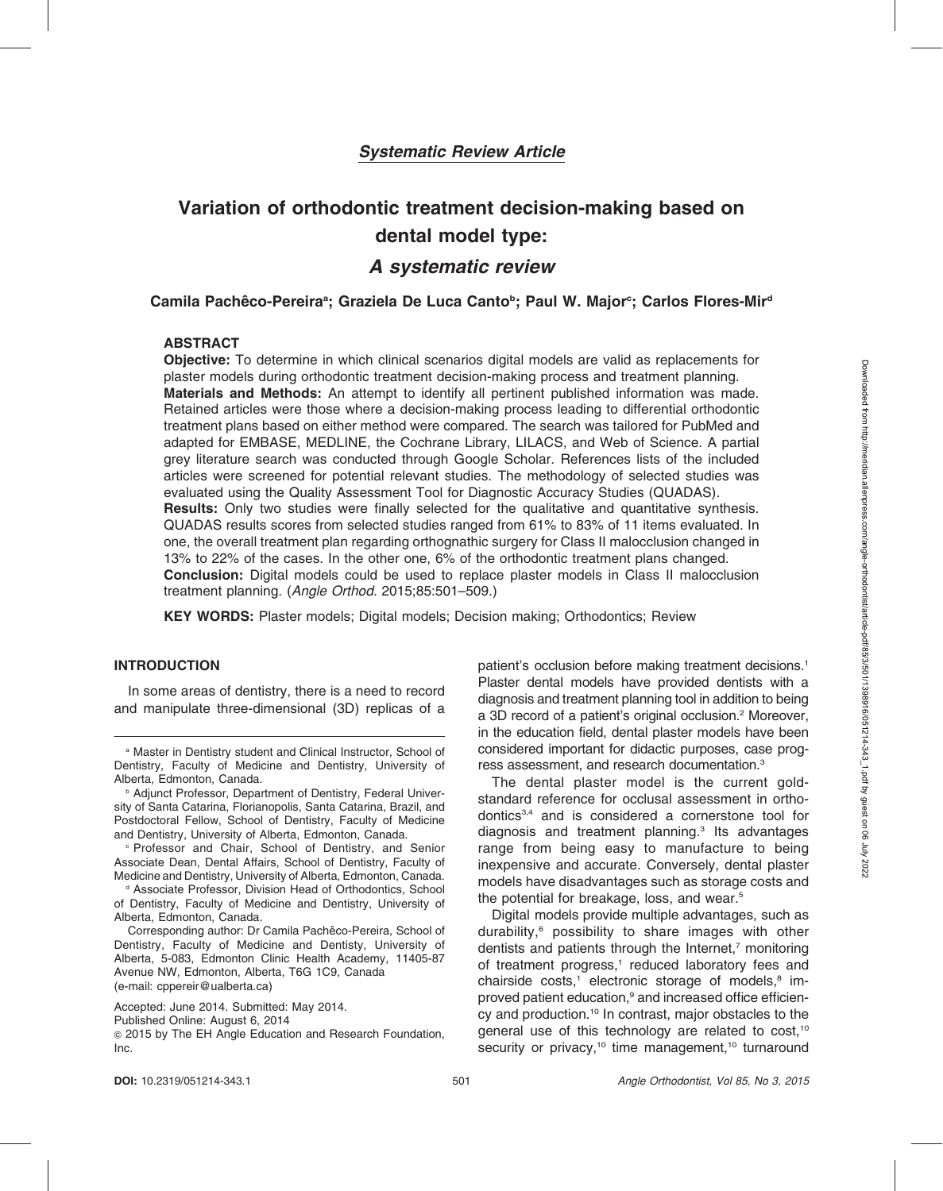*Systematic Review Article*

# Variation of orthodontic treatment decision-making based on dental model type:

## *A systematic review*

**Camila Pachêco-Pereira[a]; Graziela De Luca Canto[b]; Paul W. Major[c]; Carlos Flores-Mir[d]**

### ABSTRACT

**Objective:** To determine in which clinical scenarios digital models are valid as replacements for plaster models during orthodontic treatment decision-making process and treatment planning.

**Materials and Methods:** An attempt to identify all pertinent published information was made. Retained articles were those where a decision-making process leading to differential orthodontic treatment plans based on either method were compared. The search was tailored for PubMed and adapted for EMBASE, MEDLINE, the Cochrane Library, LILACS, and Web of Science. A partial grey literature search was conducted through Google Scholar. References lists of the included articles were screened for potential relevant studies. The methodology of selected studies was evaluated using the Quality Assessment Tool for Diagnostic Accuracy Studies (QUADAS).

**Results:** Only two studies were finally selected for the qualitative and quantitative synthesis. QUADAS results scores from selected studies ranged from 61% to 83% of 11 items evaluated. In one, the overall treatment plan regarding orthognathic surgery for Class II malocclusion changed in 13% to 22% of the cases. In the other one, 6% of the orthodontic treatment plans changed.

**Conclusion:** Digital models could be used to replace plaster models in Class II malocclusion treatment planning. (*Angle Orthod*. 2015;85:501–509.)

**KEY WORDS:** Plaster models; Digital models; Decision making; Orthodontics; Review

### INTRODUCTION

In some areas of dentistry, there is a need to record and manipulate three-dimensional (3D) replicas of a patient's occlusion before making treatment decisions.[1] Plaster dental models have provided dentists with a diagnosis and treatment planning tool in addition to being a 3D record of a patient's original occlusion.[2] Moreover, in the education field, dental plaster models have been considered important for didactic purposes, case progress assessment, and research documentation.[3]

The dental plaster model is the current gold-standard reference for occlusal assessment in orthodontics[3,4] and is considered a cornerstone tool for diagnosis and treatment planning.[3] Its advantages range from being easy to manufacture to being inexpensive and accurate. Conversely, dental plaster models have disadvantages such as storage costs and the potential for breakage, loss, and wear.[5]

Digital models provide multiple advantages, such as durability,[6] possibility to share images with other dentists and patients through the Internet,[7] monitoring of treatment progress,[1] reduced laboratory fees and chairside costs,[1] electronic storage of models,[8] improved patient education,[9] and increased office efficiency and production.[10] In contrast, major obstacles to the general use of this technology are related to cost,[10] security or privacy,[10] time management,[10] turnaround

---

[a] Master in Dentistry student and Clinical Instructor, School of Dentistry, Faculty of Medicine and Dentistry, University of Alberta, Edmonton, Canada.

[b] Adjunct Professor, Department of Dentistry, Federal University of Santa Catarina, Florianopolis, Santa Catarina, Brazil, and Postdoctoral Fellow, School of Dentistry, Faculty of Medicine and Dentistry, University of Alberta, Edmonton, Canada.

[c] Professor and Chair, School of Dentistry, and Senior Associate Dean, Dental Affairs, School of Dentistry, Faculty of Medicine and Dentistry, University of Alberta, Edmonton, Canada.

[d] Associate Professor, Division Head of Orthodontics, School of Dentistry, Faculty of Medicine and Dentistry, University of Alberta, Edmonton, Canada.

Corresponding author: Dr Camila Pachêco-Pereira, School of Dentistry, Faculty of Medicine and Dentisty, University of Alberta, 5-083, Edmonton Clinic Health Academy, 11405-87 Avenue NW, Edmonton, Alberta, T6G 1C9, Canada (e-mail: cppereir@ualberta.ca)

Accepted: June 2014. Submitted: May 2014.
Published Online: August 6, 2014
© 2015 by The EH Angle Education and Research Foundation, Inc.

DOI: 10.2319/051214-343.1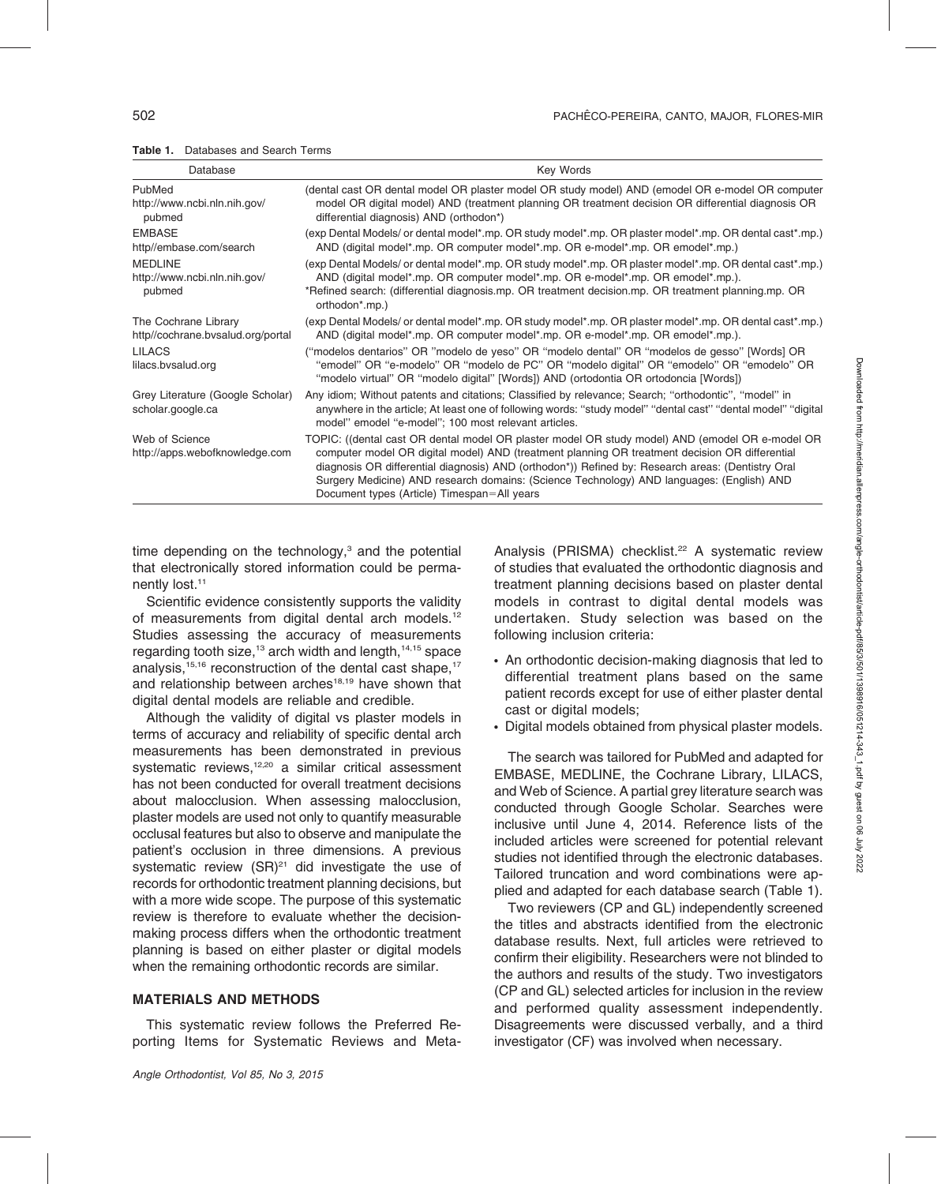**Table 1.** Databases and Search Terms

| Database | Key Words |
|---|---|
| PubMed http://www.ncbi.nln.nih.gov/pubmed | (dental cast OR dental model OR plaster model OR study model) AND (emodel OR e-model OR computer model OR digital model) AND (treatment planning OR treatment decision OR differential diagnosis OR differential diagnosis) AND (orthodon*) |
| EMBASE http//embase.com/search | (exp Dental Models/ or dental model*.mp. OR study model*.mp. OR plaster model*.mp. OR dental cast*.mp.) AND (digital model*.mp. OR computer model*.mp. OR e-model*.mp. OR emodel*.mp.) |
| MEDLINE http://www.ncbi.nln.nih.gov/pubmed | (exp Dental Models/ or dental model*.mp. OR study model*.mp. OR plaster model*.mp. OR dental cast*.mp.) AND (digital model*.mp. OR computer model*.mp. OR e-model*.mp. OR emodel*.mp.). *Refined search: (differential diagnosis.mp. OR treatment decision.mp. OR treatment planning.mp. OR orthodon*.mp.) |
| The Cochrane Library http//cochrane.bvsalud.org/portal | (exp Dental Models/ or dental model*.mp. OR study model*.mp. OR plaster model*.mp. OR dental cast*.mp.) AND (digital model*.mp. OR computer model*.mp. OR e-model*.mp. OR emodel*.mp.). |
| LILACS lilacs.bvsalud.org | ("modelos dentarios" OR "modelo de yeso" OR "modelo dental" OR "modelos de gesso" [Words] OR "emodel" OR "e-modelo" OR "modelo de PC" OR "modelo digital" OR "emodelo" OR "emodelo" OR "modelo virtual" OR "modelo digital" [Words]) AND (ortodontia OR ortodoncia [Words]) |
| Grey Literature (Google Scholar) scholar.google.ca | Any idiom; Without patents and citations; Classified by relevance; Search; "orthodontic", "model" in anywhere in the article; At least one of following words: "study model" "dental cast" "dental model" "digital model" emodel "e-model"; 100 most relevant articles. |
| Web of Science http://apps.webofknowledge.com | TOPIC: ((dental cast OR dental model OR plaster model OR study model) AND (emodel OR e-model OR computer model OR digital model) AND (treatment planning OR treatment decision OR differential diagnosis OR differential diagnosis) AND (orthodon*)) Refined by: Research areas: (Dentistry Oral Surgery Medicine) AND research domains: (Science Technology) AND languages: (English) AND Document types (Article) Timespan=All years |

time depending on the technology,[3] and the potential that electronically stored information could be permanently lost.[11]

Scientific evidence consistently supports the validity of measurements from digital dental arch models.[12] Studies assessing the accuracy of measurements regarding tooth size,[13] arch width and length,[14,15] space analysis,[15,16] reconstruction of the dental cast shape,[17] and relationship between arches[18,19] have shown that digital dental models are reliable and credible.

Although the validity of digital vs plaster models in terms of accuracy and reliability of specific dental arch measurements has been demonstrated in previous systematic reviews,[12,20] a similar critical assessment has not been conducted for overall treatment decisions about malocclusion. When assessing malocclusion, plaster models are used not only to quantify measurable occlusal features but also to observe and manipulate the patient's occlusion in three dimensions. A previous systematic review (SR)[21] did investigate the use of records for orthodontic treatment planning decisions, but with a more wide scope. The purpose of this systematic review is therefore to evaluate whether the decision-making process differs when the orthodontic treatment planning is based on either plaster or digital models when the remaining orthodontic records are similar.

## MATERIALS AND METHODS

This systematic review follows the Preferred Reporting Items for Systematic Reviews and Meta-Analysis (PRISMA) checklist.[22] A systematic review of studies that evaluated the orthodontic diagnosis and treatment planning decisions based on plaster dental models in contrast to digital dental models was undertaken. Study selection was based on the following inclusion criteria:

- An orthodontic decision-making diagnosis that led to differential treatment plans based on the same patient records except for use of either plaster dental cast or digital models;
- Digital models obtained from physical plaster models.

The search was tailored for PubMed and adapted for EMBASE, MEDLINE, the Cochrane Library, LILACS, and Web of Science. A partial grey literature search was conducted through Google Scholar. Searches were inclusive until June 4, 2014. Reference lists of the included articles were screened for potential relevant studies not identified through the electronic databases. Tailored truncation and word combinations were applied and adapted for each database search (Table 1).

Two reviewers (CP and GL) independently screened the titles and abstracts identified from the electronic database results. Next, full articles were retrieved to confirm their eligibility. Researchers were not blinded to the authors and results of the study. Two investigators (CP and GL) selected articles for inclusion in the review and performed quality assessment independently. Disagreements were discussed verbally, and a third investigator (CF) was involved when necessary.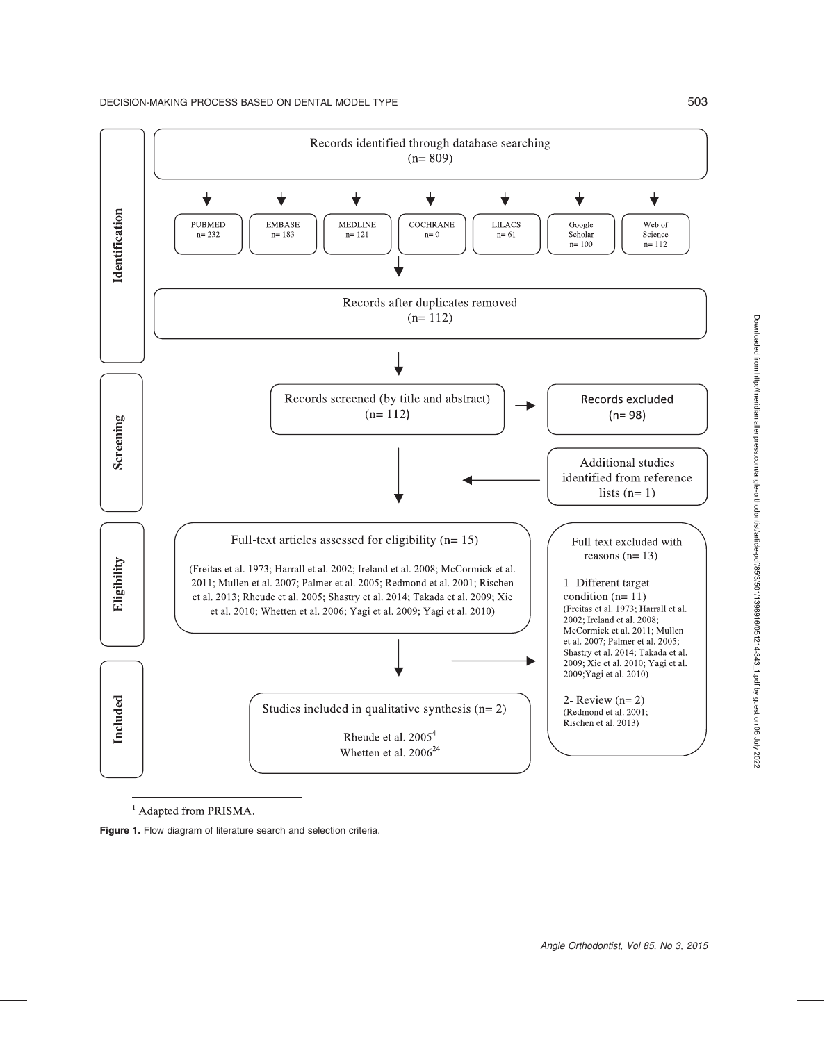| Stage | Flow |
| --- | --- |
| Identification | Records identified through database searching (n= 809) |
| | PUBMED n= 232; EMBASE n= 183; MEDLINE n= 121; COCHRANE n= 0; LILACS n= 61; Google Scholar n= 100; Web of Science n= 112 |
| | Records after duplicates removed (n= 112) |
| Screening | Records screened (by title and abstract) (n= 112) → Records excluded (n= 98) |
| | Additional studies identified from reference lists (n= 1) |
| Eligibility | Full-text articles assessed for eligibility (n= 15) (Freitas et al. 1973; Harrall et al. 2002; Ireland et al. 2008; McCormick et al. 2011; Mullen et al. 2007; Palmer et al. 2005; Redmond et al. 2001; Rischen et al. 2013; Rheude et al. 2005; Shastry et al. 2014; Takada et al. 2009; Xie et al. 2010; Whetten et al. 2006; Yagi et al. 2009; Yagi et al. 2010) |
| | → Full-text excluded with reasons (n= 13): 1- Different target condition (n= 11) (Freitas et al. 1973; Harrall et al. 2002; Ireland et al. 2008; McCormick et al. 2011; Mullen et al. 2007; Palmer et al. 2005; Shastry et al. 2014; Takada et al. 2009; Xie et al. 2010; Yagi et al. 2009; Yagi et al. 2010); 2- Review (n= 2) (Redmond et al. 2001; Rischen et al. 2013) |
| Included | Studies included in qualitative synthesis (n= 2): Rheude et al. 2005[4]; Whetten et al. 2006[24] |

[1] Adapted from PRISMA.

**Figure 1.** Flow diagram of literature search and selection criteria.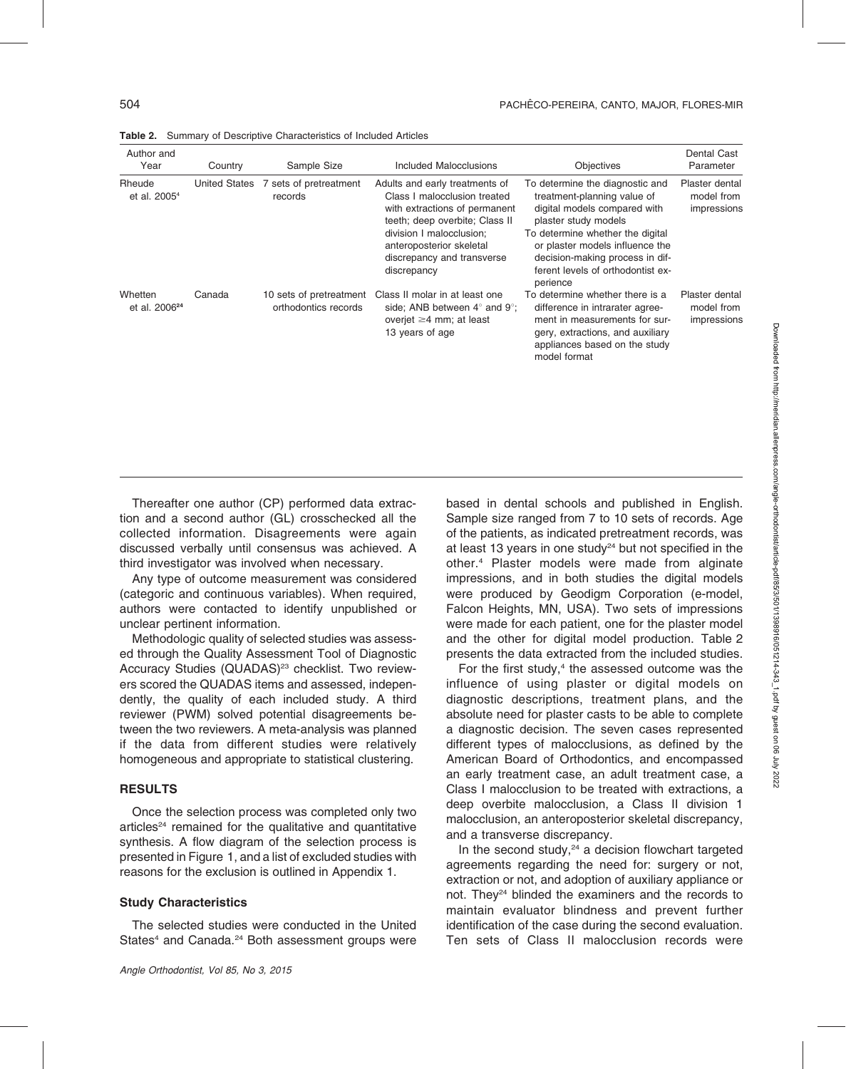**Table 2.** Summary of Descriptive Characteristics of Included Articles

| Author and Year | Country | Sample Size | Included Malocclusions | Objectives | Dental Cast Parameter |
|---|---|---|---|---|---|
| Rheude et al. 2005[4] | United States | 7 sets of pretreatment records | Adults and early treatments of Class I malocclusion treated with extractions of permanent teeth; deep overbite; Class II division I malocclusion; anteroposterior skeletal discrepancy and transverse discrepancy | To determine the diagnostic and treatment-planning value of digital models compared with plaster study models<br>To determine whether the digital or plaster models influence the decision-making process in different levels of orthodontist experience | Plaster dental model from impressions |
| Whetten et al. 2006[24] | Canada | 10 sets of pretreatment orthodontics records | Class II molar in at least one side; ANB between 4° and 9°; overjet ≥4 mm; at least 13 years of age | To determine whether there is a difference in intrarater agreement in measurements for surgery, extractions, and auxiliary appliances based on the study model format | Plaster dental model from impressions |

Thereafter one author (CP) performed data extraction and a second author (GL) crosschecked all the collected information. Disagreements were again discussed verbally until consensus was achieved. A third investigator was involved when necessary.

Any type of outcome measurement was considered (categoric and continuous variables). When required, authors were contacted to identify unpublished or unclear pertinent information.

Methodologic quality of selected studies was assessed through the Quality Assessment Tool of Diagnostic Accuracy Studies (QUADAS)[23] checklist. Two reviewers scored the QUADAS items and assessed, independently, the quality of each included study. A third reviewer (PWM) solved potential disagreements between the two reviewers. A meta-analysis was planned if the data from different studies were relatively homogeneous and appropriate to statistical clustering.

## RESULTS

Once the selection process was completed only two articles[24] remained for the qualitative and quantitative synthesis. A flow diagram of the selection process is presented in Figure 1, and a list of excluded studies with reasons for the exclusion is outlined in Appendix 1.

### Study Characteristics

The selected studies were conducted in the United States[4] and Canada.[24] Both assessment groups were based in dental schools and published in English. Sample size ranged from 7 to 10 sets of records. Age of the patients, as indicated pretreatment records, was at least 13 years in one study[24] but not specified in the other.[4] Plaster models were made from alginate impressions, and in both studies the digital models were produced by Geodigm Corporation (e-model, Falcon Heights, MN, USA). Two sets of impressions were made for each patient, one for the plaster model and the other for digital model production. Table 2 presents the data extracted from the included studies.

For the first study,[4] the assessed outcome was the influence of using plaster or digital models on diagnostic descriptions, treatment plans, and the absolute need for plaster casts to be able to complete a diagnostic decision. The seven cases represented different types of malocclusions, as defined by the American Board of Orthodontics, and encompassed an early treatment case, an adult treatment case, a Class I malocclusion to be treated with extractions, a deep overbite malocclusion, a Class II division 1 malocclusion, an anteroposterior skeletal discrepancy, and a transverse discrepancy.

In the second study,[24] a decision flowchart targeted agreements regarding the need for: surgery or not, extraction or not, and adoption of auxiliary appliance or not. They[24] blinded the examiners and the records to maintain evaluator blindness and prevent further identification of the case during the second evaluation. Ten sets of Class II malocclusion records were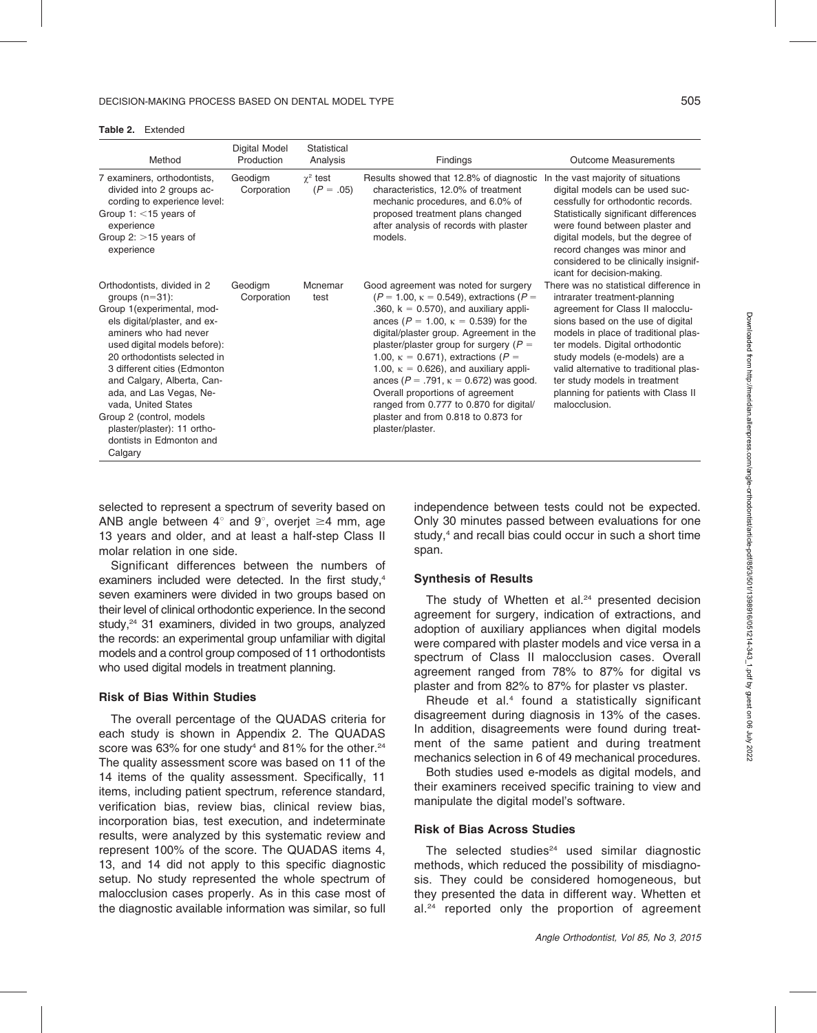**Table 2.** Extended

| Method | Digital Model Production | Statistical Analysis | Findings | Outcome Measurements |
|---|---|---|---|---|
| 7 examiners, orthodontists, divided into 2 groups according to experience level: Group 1: <15 years of experience Group 2: >15 years of experience | Geodigm Corporation | $\chi^2$ test ($P = .05$) | Results showed that 12.8% of diagnostic characteristics, 12.0% of treatment mechanic procedures, and 6.0% of proposed treatment plans changed after analysis of records with plaster models. | In the vast majority of situations digital models can be used successfully for orthodontic records. Statistically significant differences were found between plaster and digital models, but the degree of record changes was minor and considered to be clinically insignificant for decision-making. |
| Orthodontists, divided in 2 groups (n=31): Group 1(experimental, models digital/plaster, and examiners who had never used digital models before): 20 orthodontists selected in 3 different cities (Edmonton and Calgary, Alberta, Canada, and Las Vegas, Nevada, United States Group 2 (control, models plaster/plaster): 11 orthodontists in Edmonton and Calgary | Geodigm Corporation | Mcnemar test | Good agreement was noted for surgery ($P = 1.00$, $\kappa = 0.549$), extractions ($P = .360$, $k = 0.570$), and auxiliary appliances ($P = 1.00$, $\kappa = 0.539$) for the digital/plaster group. Agreement in the plaster/plaster group for surgery ($P = 1.00$, $\kappa = 0.671$), extractions ($P = 1.00$, $\kappa = 0.626$), and auxiliary appliances ($P = .791$, $\kappa = 0.672$) was good. Overall proportions of agreement ranged from 0.777 to 0.870 for digital/plaster and from 0.818 to 0.873 for plaster/plaster. | There was no statistical difference in intrarater treatment-planning agreement for Class II malocclusions based on the use of digital models in place of traditional plaster models. Digital orthodontic study models (e-models) are a valid alternative to traditional plaster study models in treatment planning for patients with Class II malocclusion. |

selected to represent a spectrum of severity based on ANB angle between 4° and 9°, overjet ≥4 mm, age 13 years and older, and at least a half-step Class II molar relation in one side.

Significant differences between the numbers of examiners included were detected. In the first study,[4] seven examiners were divided in two groups based on their level of clinical orthodontic experience. In the second study,[24] 31 examiners, divided in two groups, analyzed the records: an experimental group unfamiliar with digital models and a control group composed of 11 orthodontists who used digital models in treatment planning.

### Risk of Bias Within Studies

The overall percentage of the QUADAS criteria for each study is shown in Appendix 2. The QUADAS score was 63% for one study[4] and 81% for the other.[24] The quality assessment score was based on 11 of the 14 items of the quality assessment. Specifically, 11 items, including patient spectrum, reference standard, verification bias, review bias, clinical review bias, incorporation bias, test execution, and indeterminate results, were analyzed by this systematic review and represent 100% of the score. The QUADAS items 4, 13, and 14 did not apply to this specific diagnostic setup. No study represented the whole spectrum of malocclusion cases properly. As in this case most of the diagnostic available information was similar, so full independence between tests could not be expected. Only 30 minutes passed between evaluations for one study,[4] and recall bias could occur in such a short time span.

### Synthesis of Results

The study of Whetten et al.[24] presented decision agreement for surgery, indication of extractions, and adoption of auxiliary appliances when digital models were compared with plaster models and vice versa in a spectrum of Class II malocclusion cases. Overall agreement ranged from 78% to 87% for digital vs plaster and from 82% to 87% for plaster vs plaster.

Rheude et al.[4] found a statistically significant disagreement during diagnosis in 13% of the cases. In addition, disagreements were found during treatment of the same patient and during treatment mechanics selection in 6 of 49 mechanical procedures.

Both studies used e-models as digital models, and their examiners received specific training to view and manipulate the digital model's software.

### Risk of Bias Across Studies

The selected studies[24] used similar diagnostic methods, which reduced the possibility of misdiagnosis. They could be considered homogeneous, but they presented the data in different way. Whetten et al.[24] reported only the proportion of agreement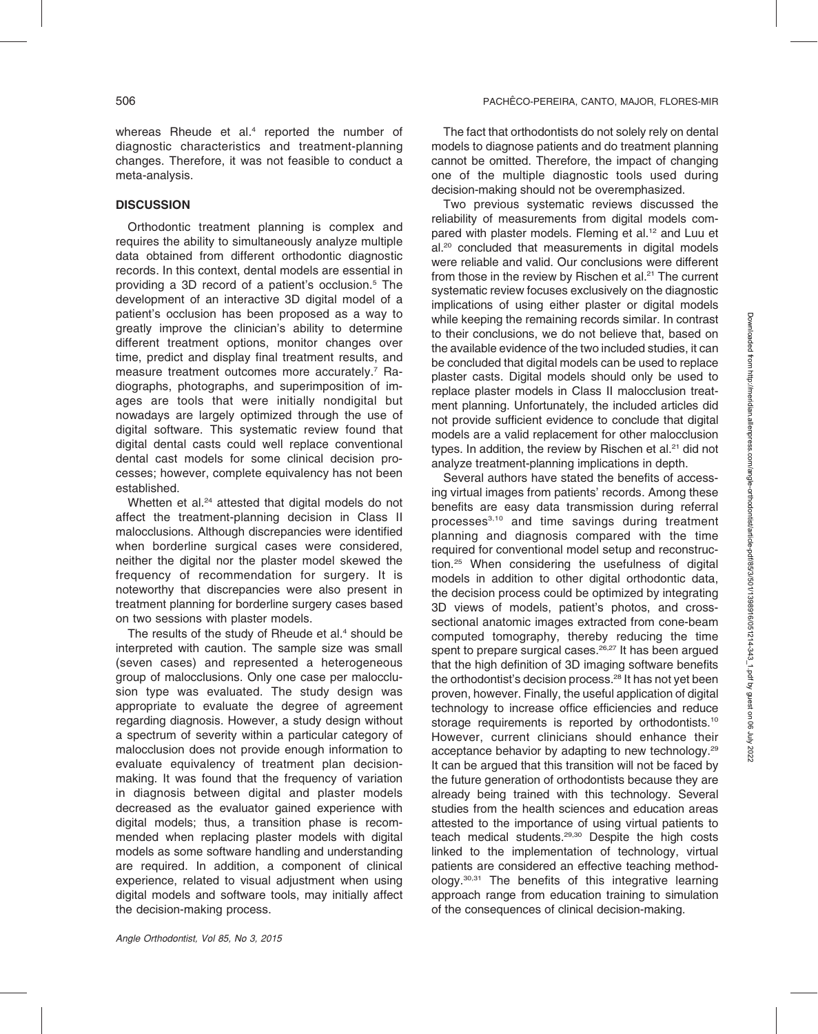whereas Rheude et al.[4] reported the number of diagnostic characteristics and treatment-planning changes. Therefore, it was not feasible to conduct a meta-analysis.

## DISCUSSION

Orthodontic treatment planning is complex and requires the ability to simultaneously analyze multiple data obtained from different orthodontic diagnostic records. In this context, dental models are essential in providing a 3D record of a patient's occlusion.[5] The development of an interactive 3D digital model of a patient's occlusion has been proposed as a way to greatly improve the clinician's ability to determine different treatment options, monitor changes over time, predict and display final treatment results, and measure treatment outcomes more accurately.[7] Radiographs, photographs, and superimposition of images are tools that were initially nondigital but nowadays are largely optimized through the use of digital software. This systematic review found that digital dental casts could well replace conventional dental cast models for some clinical decision processes; however, complete equivalency has not been established.

Whetten et al.[24] attested that digital models do not affect the treatment-planning decision in Class II malocclusions. Although discrepancies were identified when borderline surgical cases were considered, neither the digital nor the plaster model skewed the frequency of recommendation for surgery. It is noteworthy that discrepancies were also present in treatment planning for borderline surgery cases based on two sessions with plaster models.

The results of the study of Rheude et al.[4] should be interpreted with caution. The sample size was small (seven cases) and represented a heterogeneous group of malocclusions. Only one case per malocclusion type was evaluated. The study design was appropriate to evaluate the degree of agreement regarding diagnosis. However, a study design without a spectrum of severity within a particular category of malocclusion does not provide enough information to evaluate equivalency of treatment plan decision-making. It was found that the frequency of variation in diagnosis between digital and plaster models decreased as the evaluator gained experience with digital models; thus, a transition phase is recommended when replacing plaster models with digital models as some software handling and understanding are required. In addition, a component of clinical experience, related to visual adjustment when using digital models and software tools, may initially affect the decision-making process.

The fact that orthodontists do not solely rely on dental models to diagnose patients and do treatment planning cannot be omitted. Therefore, the impact of changing one of the multiple diagnostic tools used during decision-making should not be overemphasized.

Two previous systematic reviews discussed the reliability of measurements from digital models compared with plaster models. Fleming et al.[12] and Luu et al.[20] concluded that measurements in digital models were reliable and valid. Our conclusions were different from those in the review by Rischen et al.[21] The current systematic review focuses exclusively on the diagnostic implications of using either plaster or digital models while keeping the remaining records similar. In contrast to their conclusions, we do not believe that, based on the available evidence of the two included studies, it can be concluded that digital models can be used to replace plaster casts. Digital models should only be used to replace plaster models in Class II malocclusion treatment planning. Unfortunately, the included articles did not provide sufficient evidence to conclude that digital models are a valid replacement for other malocclusion types. In addition, the review by Rischen et al.[21] did not analyze treatment-planning implications in depth.

Several authors have stated the benefits of accessing virtual images from patients' records. Among these benefits are easy data transmission during referral processes[3,10] and time savings during treatment planning and diagnosis compared with the time required for conventional model setup and reconstruction.[25] When considering the usefulness of digital models in addition to other digital orthodontic data, the decision process could be optimized by integrating 3D views of models, patient's photos, and cross-sectional anatomic images extracted from cone-beam computed tomography, thereby reducing the time spent to prepare surgical cases.[26,27] It has been argued that the high definition of 3D imaging software benefits the orthodontist's decision process.[28] It has not yet been proven, however. Finally, the useful application of digital technology to increase office efficiencies and reduce storage requirements is reported by orthodontists.[10] However, current clinicians should enhance their acceptance behavior by adapting to new technology.[29] It can be argued that this transition will not be faced by the future generation of orthodontists because they are already being trained with this technology. Several studies from the health sciences and education areas attested to the importance of using virtual patients to teach medical students.[29,30] Despite the high costs linked to the implementation of technology, virtual patients are considered an effective teaching methodology.[30,31] The benefits of this integrative learning approach range from education training to simulation of the consequences of clinical decision-making.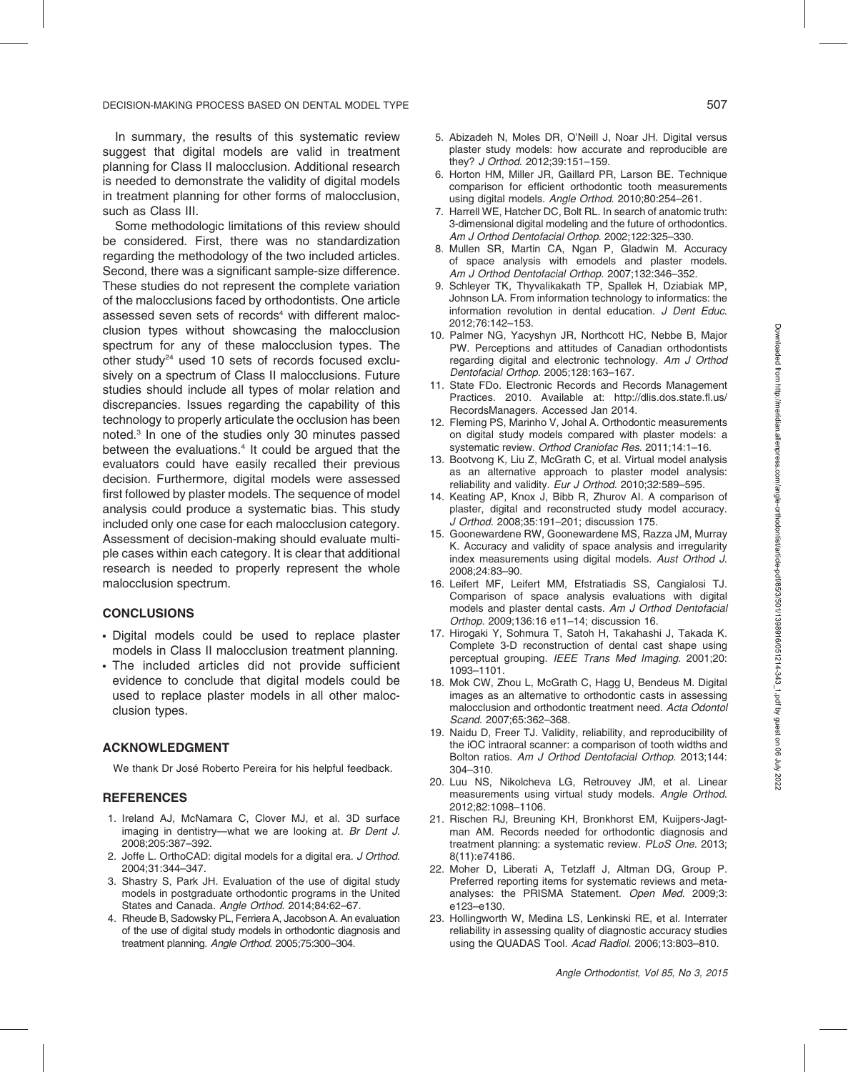In summary, the results of this systematic review suggest that digital models are valid in treatment planning for Class II malocclusion. Additional research is needed to demonstrate the validity of digital models in treatment planning for other forms of malocclusion, such as Class III.

Some methodologic limitations of this review should be considered. First, there was no standardization regarding the methodology of the two included articles. Second, there was a significant sample-size difference. These studies do not represent the complete variation of the malocclusions faced by orthodontists. One article assessed seven sets of records[4] with different malocclusion types without showcasing the malocclusion spectrum for any of these malocclusion types. The other study[24] used 10 sets of records focused exclusively on a spectrum of Class II malocclusions. Future studies should include all types of molar relation and discrepancies. Issues regarding the capability of this technology to properly articulate the occlusion has been noted.[3] In one of the studies only 30 minutes passed between the evaluations.[4] It could be argued that the evaluators could have easily recalled their previous decision. Furthermore, digital models were assessed first followed by plaster models. The sequence of model analysis could produce a systematic bias. This study included only one case for each malocclusion category. Assessment of decision-making should evaluate multiple cases within each category. It is clear that additional research is needed to properly represent the whole malocclusion spectrum.

## CONCLUSIONS

- Digital models could be used to replace plaster models in Class II malocclusion treatment planning.
- The included articles did not provide sufficient evidence to conclude that digital models could be used to replace plaster models in all other malocclusion types.

## ACKNOWLEDGMENT

We thank Dr José Roberto Pereira for his helpful feedback.

## REFERENCES

1. Ireland AJ, McNamara C, Clover MJ, et al. 3D surface imaging in dentistry—what we are looking at. *Br Dent J.* 2008;205:387–392.
2. Joffe L. OrthoCAD: digital models for a digital era. *J Orthod.* 2004;31:344–347.
3. Shastry S, Park JH. Evaluation of the use of digital study models in postgraduate orthodontic programs in the United States and Canada. *Angle Orthod.* 2014;84:62–67.
4. Rheude B, Sadowsky PL, Ferriera A, Jacobson A. An evaluation of the use of digital study models in orthodontic diagnosis and treatment planning. *Angle Orthod.* 2005;75:300–304.
5. Abizadeh N, Moles DR, O'Neill J, Noar JH. Digital versus plaster study models: how accurate and reproducible are they? *J Orthod.* 2012;39:151–159.
6. Horton HM, Miller JR, Gaillard PR, Larson BE. Technique comparison for efficient orthodontic tooth measurements using digital models. *Angle Orthod.* 2010;80:254–261.
7. Harrell WE, Hatcher DC, Bolt RL. In search of anatomic truth: 3-dimensional digital modeling and the future of orthodontics. *Am J Orthod Dentofacial Orthop.* 2002;122:325–330.
8. Mullen SR, Martin CA, Ngan P, Gladwin M. Accuracy of space analysis with emodels and plaster models. *Am J Orthod Dentofacial Orthop.* 2007;132:346–352.
9. Schleyer TK, Thyvalikakath TP, Spallek H, Dziabiak MP, Johnson LA. From information technology to informatics: the information revolution in dental education. *J Dent Educ.* 2012;76:142–153.
10. Palmer NG, Yacyshyn JR, Northcott HC, Nebbe B, Major PW. Perceptions and attitudes of Canadian orthodontists regarding digital and electronic technology. *Am J Orthod Dentofacial Orthop.* 2005;128:163–167.
11. State FDo. Electronic Records and Records Management Practices. 2010. Available at: http://dlis.dos.state.fl.us/RecordsManagers. Accessed Jan 2014.
12. Fleming PS, Marinho V, Johal A. Orthodontic measurements on digital study models compared with plaster models: a systematic review. *Orthod Craniofac Res.* 2011;14:1–16.
13. Bootvong K, Liu Z, McGrath C, et al. Virtual model analysis as an alternative approach to plaster model analysis: reliability and validity. *Eur J Orthod.* 2010;32:589–595.
14. Keating AP, Knox J, Bibb R, Zhurov AI. A comparison of plaster, digital and reconstructed study model accuracy. *J Orthod.* 2008;35:191–201; discussion 175.
15. Goonewardene RW, Goonewardene MS, Razza JM, Murray K. Accuracy and validity of space analysis and irregularity index measurements using digital models. *Aust Orthod J.* 2008;24:83–90.
16. Leifert MF, Leifert MM, Efstratiadis SS, Cangialosi TJ. Comparison of space analysis evaluations with digital models and plaster dental casts. *Am J Orthod Dentofacial Orthop.* 2009;136:16 e11–14; discussion 16.
17. Hirogaki Y, Sohmura T, Satoh H, Takahashi J, Takada K. Complete 3-D reconstruction of dental cast shape using perceptual grouping. *IEEE Trans Med Imaging.* 2001;20: 1093–1101.
18. Mok CW, Zhou L, McGrath C, Hagg U, Bendeus M. Digital images as an alternative to orthodontic casts in assessing malocclusion and orthodontic treatment need. *Acta Odontol Scand.* 2007;65:362–368.
19. Naidu D, Freer TJ. Validity, reliability, and reproducibility of the iOC intraoral scanner: a comparison of tooth widths and Bolton ratios. *Am J Orthod Dentofacial Orthop.* 2013;144: 304–310.
20. Luu NS, Nikolcheva LG, Retrouvey JM, et al. Linear measurements using virtual study models. *Angle Orthod.* 2012;82:1098–1106.
21. Rischen RJ, Breuning KH, Bronkhorst EM, Kuijpers-Jagtman AM. Records needed for orthodontic diagnosis and treatment planning: a systematic review. *PLoS One.* 2013; 8(11):e74186.
22. Moher D, Liberati A, Tetzlaff J, Altman DG, Group P. Preferred reporting items for systematic reviews and meta-analyses: the PRISMA Statement. *Open Med.* 2009;3: e123–e130.
23. Hollingworth W, Medina LS, Lenkinski RE, et al. Interrater reliability in assessing quality of diagnostic accuracy studies using the QUADAS Tool. *Acad Radiol.* 2006;13:803–810.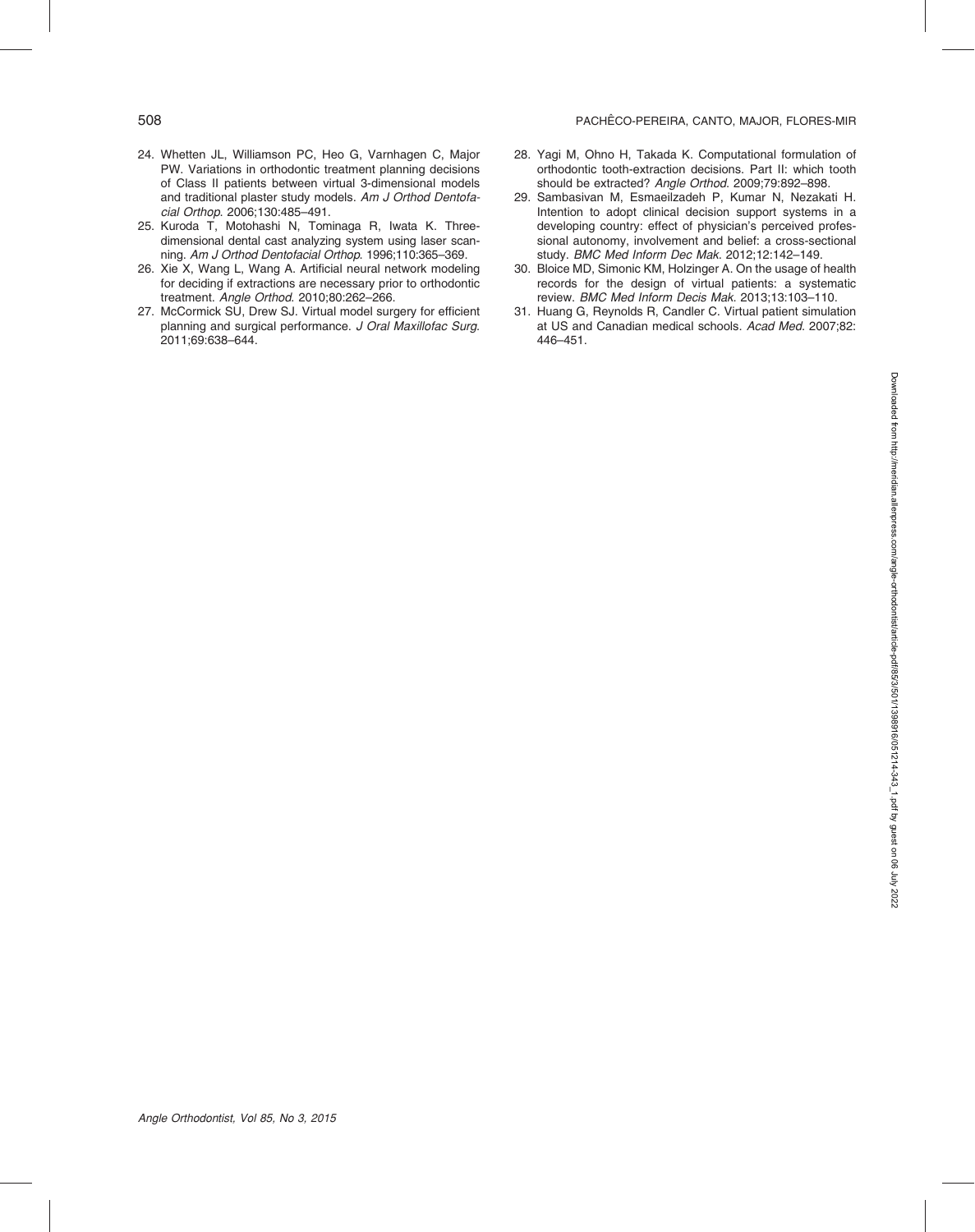24. Whetten JL, Williamson PC, Heo G, Varnhagen C, Major PW. Variations in orthodontic treatment planning decisions of Class II patients between virtual 3-dimensional models and traditional plaster study models. *Am J Orthod Dentofacial Orthop*. 2006;130:485–491.
25. Kuroda T, Motohashi N, Tominaga R, Iwata K. Three-dimensional dental cast analyzing system using laser scanning. *Am J Orthod Dentofacial Orthop*. 1996;110:365–369.
26. Xie X, Wang L, Wang A. Artificial neural network modeling for deciding if extractions are necessary prior to orthodontic treatment. *Angle Orthod*. 2010;80:262–266.
27. McCormick SU, Drew SJ. Virtual model surgery for efficient planning and surgical performance. *J Oral Maxillofac Surg*. 2011;69:638–644.
28. Yagi M, Ohno H, Takada K. Computational formulation of orthodontic tooth-extraction decisions. Part II: which tooth should be extracted? *Angle Orthod*. 2009;79:892–898.
29. Sambasivan M, Esmaeilzadeh P, Kumar N, Nezakati H. Intention to adopt clinical decision support systems in a developing country: effect of physician's perceived professional autonomy, involvement and belief: a cross-sectional study. *BMC Med Inform Dec Mak*. 2012;12:142–149.
30. Bloice MD, Simonic KM, Holzinger A. On the usage of health records for the design of virtual patients: a systematic review. *BMC Med Inform Decis Mak*. 2013;13:103–110.
31. Huang G, Reynolds R, Candler C. Virtual patient simulation at US and Canadian medical schools. *Acad Med*. 2007;82: 446–451.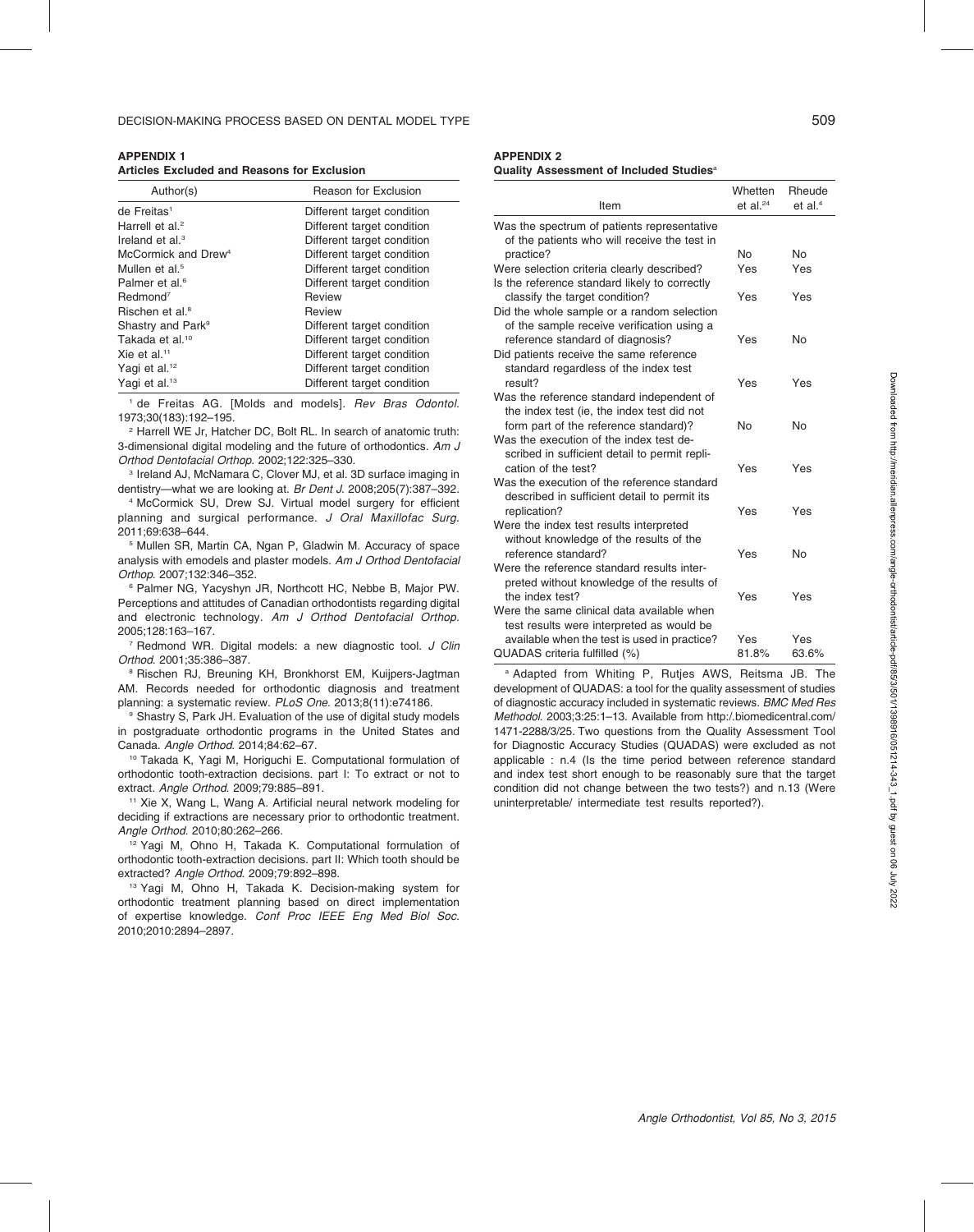**APPENDIX 1**

**Articles Excluded and Reasons for Exclusion**

| Author(s) | Reason for Exclusion |
|---|---|
| de Freitas[1] | Different target condition |
| Harrell et al.[2] | Different target condition |
| Ireland et al.[3] | Different target condition |
| McCormick and Drew[4] | Different target condition |
| Mullen et al.[5] | Different target condition |
| Palmer et al.[6] | Different target condition |
| Redmond[7] | Review |
| Rischen et al.[8] | Review |
| Shastry and Park[9] | Different target condition |
| Takada et al.[10] | Different target condition |
| Xie et al.[11] | Different target condition |
| Yagi et al.[12] | Different target condition |
| Yagi et al.[13] | Different target condition |

[1] de Freitas AG. [Molds and models]. *Rev Bras Odontol*. 1973;30(183):192–195.

[2] Harrell WE Jr, Hatcher DC, Bolt RL. In search of anatomic truth: 3-dimensional digital modeling and the future of orthodontics. *Am J Orthod Dentofacial Orthop*. 2002;122:325–330.

[3] Ireland AJ, McNamara C, Clover MJ, et al. 3D surface imaging in dentistry—what we are looking at. *Br Dent J*. 2008;205(7):387–392.

[4] McCormick SU, Drew SJ. Virtual model surgery for efficient planning and surgical performance. *J Oral Maxillofac Surg*. 2011;69:638–644.

[5] Mullen SR, Martin CA, Ngan P, Gladwin M. Accuracy of space analysis with emodels and plaster models. *Am J Orthod Dentofacial Orthop*. 2007;132:346–352.

[6] Palmer NG, Yacyshyn JR, Northcott HC, Nebbe B, Major PW. Perceptions and attitudes of Canadian orthodontists regarding digital and electronic technology. *Am J Orthod Dentofacial Orthop*. 2005;128:163–167.

[7] Redmond WR. Digital models: a new diagnostic tool. *J Clin Orthod*. 2001;35:386–387.

[8] Rischen RJ, Breuning KH, Bronkhorst EM, Kuijpers-Jagtman AM. Records needed for orthodontic diagnosis and treatment planning: a systematic review. *PLoS One*. 2013;8(11):e74186.

[9] Shastry S, Park JH. Evaluation of the use of digital study models in postgraduate orthodontic programs in the United States and Canada. *Angle Orthod*. 2014;84:62–67.

[10] Takada K, Yagi M, Horiguchi E. Computational formulation of orthodontic tooth-extraction decisions. part I: To extract or not to extract. *Angle Orthod*. 2009;79:885–891.

[11] Xie X, Wang L, Wang A. Artificial neural network modeling for deciding if extractions are necessary prior to orthodontic treatment. *Angle Orthod*. 2010;80:262–266.

[12] Yagi M, Ohno H, Takada K. Computational formulation of orthodontic tooth-extraction decisions. part II: Which tooth should be extracted? *Angle Orthod*. 2009;79:892–898.

[13] Yagi M, Ohno H, Takada K. Decision-making system for orthodontic treatment planning based on direct implementation of expertise knowledge. *Conf Proc IEEE Eng Med Biol Soc*. 2010;2010:2894–2897.

**APPENDIX 2**

**Quality Assessment of Included Studies**[a]

| Item | Whetten et al.[24] | Rheude et al.[4] |
|---|---|---|
| Was the spectrum of patients representative of the patients who will receive the test in practice? | No | No |
| Were selection criteria clearly described? | Yes | Yes |
| Is the reference standard likely to correctly classify the target condition? | Yes | Yes |
| Did the whole sample or a random selection of the sample receive verification using a reference standard of diagnosis? | Yes | No |
| Did patients receive the same reference standard regardless of the index test result? | Yes | Yes |
| Was the reference standard independent of the index test (ie, the index test did not form part of the reference standard)? | No | No |
| Was the execution of the index test described in sufficient detail to permit replication of the test? | Yes | Yes |
| Was the execution of the reference standard described in sufficient detail to permit its replication? | Yes | Yes |
| Were the index test results interpreted without knowledge of the results of the reference standard? | Yes | No |
| Were the reference standard results interpreted without knowledge of the results of the index test? | Yes | Yes |
| Were the same clinical data available when test results were interpreted as would be available when the test is used in practice? | Yes | Yes |
| QUADAS criteria fulfilled (%) | 81.8% | 63.6% |

[a] Adapted from Whiting P, Rutjes AWS, Reitsma JB. The development of QUADAS: a tool for the quality assessment of studies of diagnostic accuracy included in systematic reviews. *BMC Med Res Methodol*. 2003;3:25:1–13. Available from http:/.biomedicentral.com/1471-2288/3/25. Two questions from the Quality Assessment Tool for Diagnostic Accuracy Studies (QUADAS) were excluded as not applicable : n.4 (Is the time period between reference standard and index test short enough to be reasonably sure that the target condition did not change between the two tests?) and n.13 (Were uninterpretable/ intermediate test results reported?).